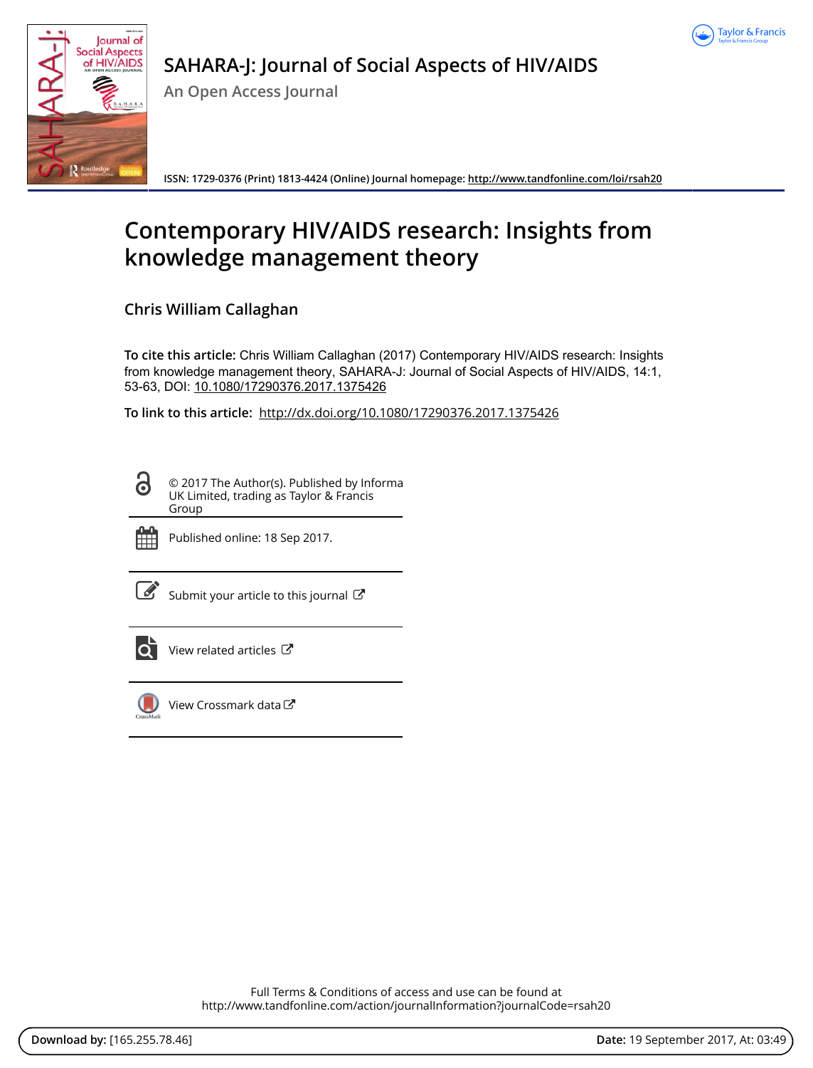# SAHARA-J: Journal of Social Aspects of HIV/AIDS

An Open Access Journal

ISSN: 1729-0376 (Print) 1813-4424 (Online) Journal homepage: http://www.tandfonline.com/loi/rsah20

# Contemporary HIV/AIDS research: Insights from knowledge management theory

## Chris William Callaghan

**To cite this article:** Chris William Callaghan (2017) Contemporary HIV/AIDS research: Insights from knowledge management theory, SAHARA-J: Journal of Social Aspects of HIV/AIDS, 14:1, 53-63, DOI: 10.1080/17290376.2017.1375426

**To link to this article:** http://dx.doi.org/10.1080/17290376.2017.1375426

© 2017 The Author(s). Published by Informa UK Limited, trading as Taylor & Francis Group

Published online: 18 Sep 2017.

Submit your article to this journal

View related articles

View Crossmark data

Full Terms & Conditions of access and use can be found at
http://www.tandfonline.com/action/journalInformation?journalCode=rsah20

**Download by:** [165.255.78.46] **Date:** 19 September 2017, At: 03:49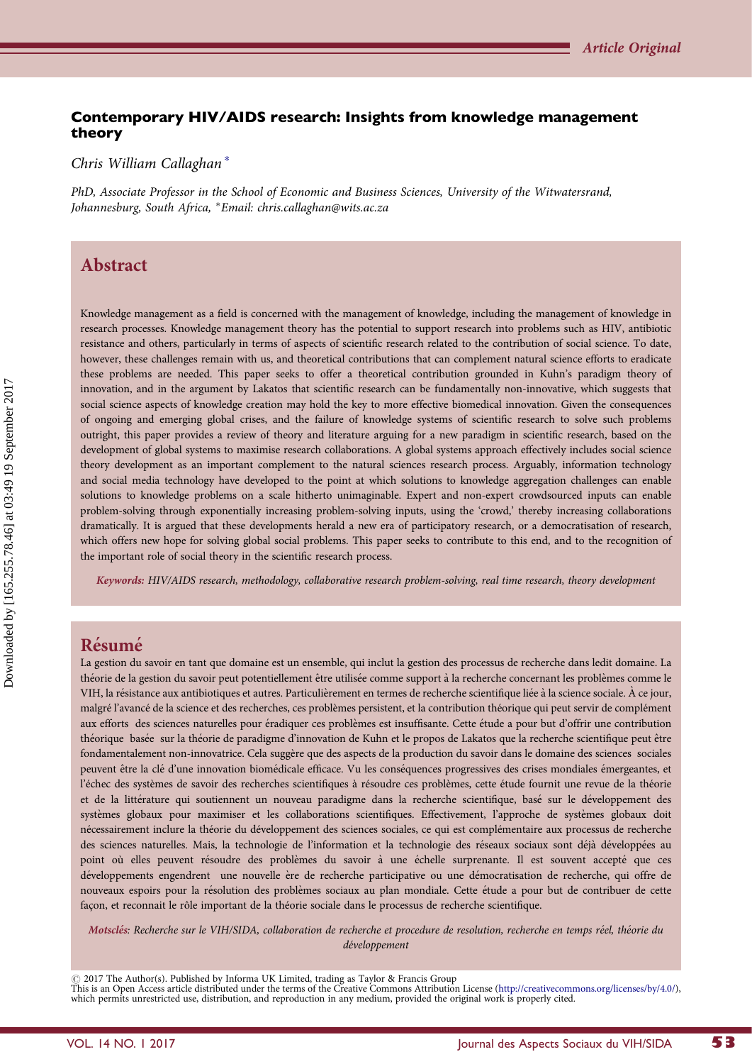# Contemporary HIV/AIDS research: Insights from knowledge management theory

*Chris William Callaghan**

*PhD, Associate Professor in the School of Economic and Business Sciences, University of the Witwatersrand, Johannesburg, South Africa, *Email: chris.callaghan@wits.ac.za*

## Abstract

Knowledge management as a field is concerned with the management of knowledge, including the management of knowledge in research processes. Knowledge management theory has the potential to support research into problems such as HIV, antibiotic resistance and others, particularly in terms of aspects of scientific research related to the contribution of social science. To date, however, these challenges remain with us, and theoretical contributions that can complement natural science efforts to eradicate these problems are needed. This paper seeks to offer a theoretical contribution grounded in Kuhn's paradigm theory of innovation, and in the argument by Lakatos that scientific research can be fundamentally non-innovative, which suggests that social science aspects of knowledge creation may hold the key to more effective biomedical innovation. Given the consequences of ongoing and emerging global crises, and the failure of knowledge systems of scientific research to solve such problems outright, this paper provides a review of theory and literature arguing for a new paradigm in scientific research, based on the development of global systems to maximise research collaborations. A global systems approach effectively includes social science theory development as an important complement to the natural sciences research process. Arguably, information technology and social media technology have developed to the point at which solutions to knowledge aggregation challenges can enable solutions to knowledge problems on a scale hitherto unimaginable. Expert and non-expert crowdsourced inputs can enable problem-solving through exponentially increasing problem-solving inputs, using the 'crowd,' thereby increasing collaborations dramatically. It is argued that these developments herald a new era of participatory research, or a democratisation of research, which offers new hope for solving global social problems. This paper seeks to contribute to this end, and to the recognition of the important role of social theory in the scientific research process.

*Keywords: HIV/AIDS research, methodology, collaborative research problem-solving, real time research, theory development*

## Résumé

La gestion du savoir en tant que domaine est un ensemble, qui inclut la gestion des processus de recherche dans ledit domaine. La théorie de la gestion du savoir peut potentiellement être utilisée comme support à la recherche concernant les problèmes comme le VIH, la résistance aux antibiotiques et autres. Particulièrement en termes de recherche scientifique liée à la science sociale. À ce jour, malgré l'avancé de la science et des recherches, ces problèmes persistent, et la contribution théorique qui peut servir de complément aux efforts des sciences naturelles pour éradiquer ces problèmes est insuffisante. Cette étude a pour but d'offrir une contribution théorique basée sur la théorie de paradigme d'innovation de Kuhn et le propos de Lakatos que la recherche scientifique peut être fondamentalement non-innovatrice. Cela suggère que des aspects de la production du savoir dans le domaine des sciences sociales peuvent être la clé d'une innovation biomédicale efficace. Vu les conséquences progressives des crises mondiales émergeantes, et l'échec des systèmes de savoir des recherches scientifiques à résoudre ces problèmes, cette étude fournit une revue de la théorie et de la littérature qui soutiennent un nouveau paradigme dans la recherche scientifique, basé sur le développement des systèmes globaux pour maximiser et les collaborations scientifiques. Effectivement, l'approche de systèmes globaux doit nécessairement inclure la théorie du développement des sciences sociales, ce qui est complémentaire aux processus de recherche des sciences naturelles. Mais, la technologie de l'information et la technologie des réseaux sociaux sont déjà développées au point où elles peuvent résoudre des problèmes du savoir à une échelle surprenante. Il est souvent accepté que ces développements engendrent une nouvelle ère de recherche participative ou une démocratisation de recherche, qui offre de nouveaux espoirs pour la résolution des problèmes sociaux au plan mondiale. Cette étude a pour but de contribuer de cette façon, et reconnait le rôle important de la théorie sociale dans le processus de recherche scientifique.

*Motsclés: Recherche sur le VIH/SIDA, collaboration de recherche et procedure de resolution, recherche en temps réel, théorie du développement*

© 2017 The Author(s). Published by Informa UK Limited, trading as Taylor & Francis Group
This is an Open Access article distributed under the terms of the Creative Commons Attribution License (http://creativecommons.org/licenses/by/4.0/), which permits unrestricted use, distribution, and reproduction in any medium, provided the original work is properly cited.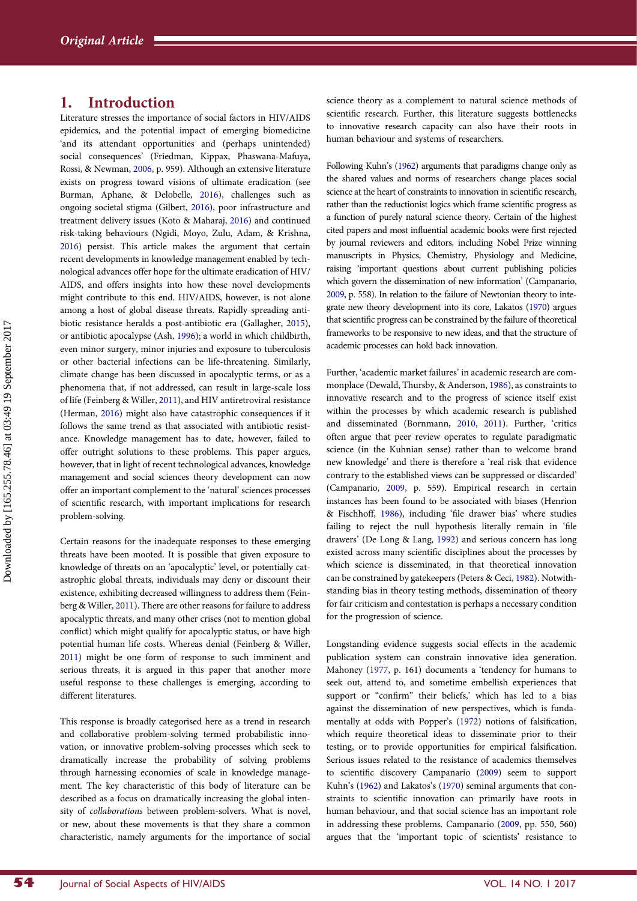## 1. Introduction

Literature stresses the importance of social factors in HIV/AIDS epidemics, and the potential impact of emerging biomedicine 'and its attendant opportunities and (perhaps unintended) social consequences' (Friedman, Kippax, Phaswana-Mafuya, Rossi, & Newman, 2006, p. 959). Although an extensive literature exists on progress toward visions of ultimate eradication (see Burman, Aphane, & Delobelle, 2016), challenges such as ongoing societal stigma (Gilbert, 2016), poor infrastructure and treatment delivery issues (Koto & Maharaj, 2016) and continued risk-taking behaviours (Ngidi, Moyo, Zulu, Adam, & Krishna, 2016) persist. This article makes the argument that certain recent developments in knowledge management enabled by technological advances offer hope for the ultimate eradication of HIV/AIDS, and offers insights into how these novel developments might contribute to this end. HIV/AIDS, however, is not alone among a host of global disease threats. Rapidly spreading antibiotic resistance heralds a post-antibiotic era (Gallagher, 2015), or antibiotic apocalypse (Ash, 1996); a world in which childbirth, even minor surgery, minor injuries and exposure to tuberculosis or other bacterial infections can be life-threatening. Similarly, climate change has been discussed in apocalyptic terms, or as a phenomena that, if not addressed, can result in large-scale loss of life (Feinberg & Willer, 2011), and HIV antiretroviral resistance (Herman, 2016) might also have catastrophic consequences if it follows the same trend as that associated with antibiotic resistance. Knowledge management has to date, however, failed to offer outright solutions to these problems. This paper argues, however, that in light of recent technological advances, knowledge management and social sciences theory development can now offer an important complement to the 'natural' sciences processes of scientific research, with important implications for research problem-solving.

Certain reasons for the inadequate responses to these emerging threats have been mooted. It is possible that given exposure to knowledge of threats on an 'apocalyptic' level, or potentially catastrophic global threats, individuals may deny or discount their existence, exhibiting decreased willingness to address them (Feinberg & Willer, 2011). There are other reasons for failure to address apocalyptic threats, and many other crises (not to mention global conflict) which might qualify for apocalyptic status, or have high potential human life costs. Whereas denial (Feinberg & Willer, 2011) might be one form of response to such imminent and serious threats, it is argued in this paper that another more useful response to these challenges is emerging, according to different literatures.

This response is broadly categorised here as a trend in research and collaborative problem-solving termed probabilistic innovation, or innovative problem-solving processes which seek to dramatically increase the probability of solving problems through harnessing economies of scale in knowledge management. The key characteristic of this body of literature can be described as a focus on dramatically increasing the global intensity of *collaborations* between problem-solvers. What is novel, or new, about these movements is that they share a common characteristic, namely arguments for the importance of social science theory as a complement to natural science methods of scientific research. Further, this literature suggests bottlenecks to innovative research capacity can also have their roots in human behaviour and systems of researchers.

Following Kuhn's (1962) arguments that paradigms change only as the shared values and norms of researchers change places social science at the heart of constraints to innovation in scientific research, rather than the reductionist logics which frame scientific progress as a function of purely natural science theory. Certain of the highest cited papers and most influential academic books were first rejected by journal reviewers and editors, including Nobel Prize winning manuscripts in Physics, Chemistry, Physiology and Medicine, raising 'important questions about current publishing policies which govern the dissemination of new information' (Campanario, 2009, p. 558). In relation to the failure of Newtonian theory to integrate new theory development into its core, Lakatos (1970) argues that scientific progress can be constrained by the failure of theoretical frameworks to be responsive to new ideas, and that the structure of academic processes can hold back innovation.

Further, 'academic market failures' in academic research are commonplace (Dewald, Thursby, & Anderson, 1986), as constraints to innovative research and to the progress of science itself exist within the processes by which academic research is published and disseminated (Bornmann, 2010, 2011). Further, 'critics often argue that peer review operates to regulate paradigmatic science (in the Kuhnian sense) rather than to welcome brand new knowledge' and there is therefore a 'real risk that evidence contrary to the established views can be suppressed or discarded' (Campanario, 2009, p. 559). Empirical research in certain instances has been found to be associated with biases (Henrion & Fischhoff, 1986), including 'file drawer bias' where studies failing to reject the null hypothesis literally remain in 'file drawers' (De Long & Lang, 1992) and serious concern has long existed across many scientific disciplines about the processes by which science is disseminated, in that theoretical innovation can be constrained by gatekeepers (Peters & Ceci, 1982). Notwithstanding bias in theory testing methods, dissemination of theory for fair criticism and contestation is perhaps a necessary condition for the progression of science.

Longstanding evidence suggests social effects in the academic publication system can constrain innovative idea generation. Mahoney (1977, p. 161) documents a 'tendency for humans to seek out, attend to, and sometime embellish experiences that support or "confirm" their beliefs,' which has led to a bias against the dissemination of new perspectives, which is fundamentally at odds with Popper's (1972) notions of falsification, which require theoretical ideas to disseminate prior to their testing, or to provide opportunities for empirical falsification. Serious issues related to the resistance of academics themselves to scientific discovery Campanario (2009) seem to support Kuhn's (1962) and Lakatos's (1970) seminal arguments that constraints to scientific innovation can primarily have roots in human behaviour, and that social science has an important role in addressing these problems. Campanario (2009, pp. 550, 560) argues that the 'important topic of scientists' resistance to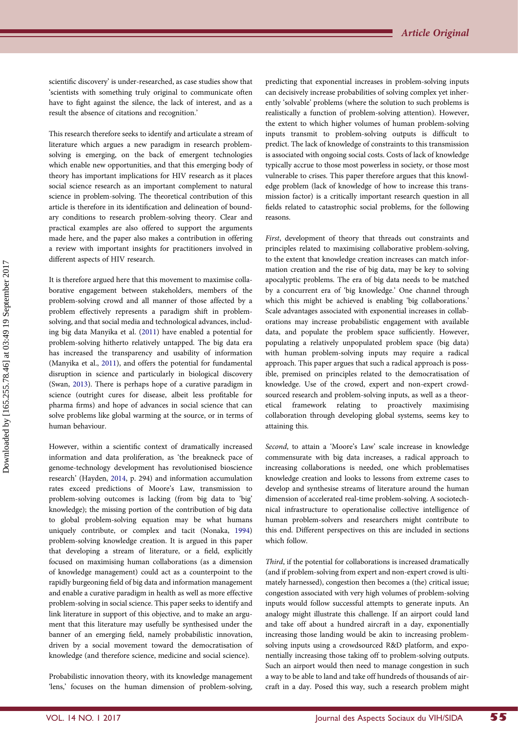scientific discovery' is under-researched, as case studies show that 'scientists with something truly original to communicate often have to fight against the silence, the lack of interest, and as a result the absence of citations and recognition.'

This research therefore seeks to identify and articulate a stream of literature which argues a new paradigm in research problem-solving is emerging, on the back of emergent technologies which enable new opportunities, and that this emerging body of theory has important implications for HIV research as it places social science research as an important complement to natural science in problem-solving. The theoretical contribution of this article is therefore in its identification and delineation of boundary conditions to research problem-solving theory. Clear and practical examples are also offered to support the arguments made here, and the paper also makes a contribution in offering a review with important insights for practitioners involved in different aspects of HIV research.

It is therefore argued here that this movement to maximise collaborative engagement between stakeholders, members of the problem-solving crowd and all manner of those affected by a problem effectively represents a paradigm shift in problem-solving, and that social media and technological advances, including big data Manyika et al. (2011) have enabled a potential for problem-solving hitherto relatively untapped. The big data era has increased the transparency and usability of information (Manyika et al., 2011), and offers the potential for fundamental disruption in science and particularly in biological discovery (Swan, 2013). There is perhaps hope of a curative paradigm in science (outright cures for disease, albeit less profitable for pharma firms) and hope of advances in social science that can solve problems like global warming at the source, or in terms of human behaviour.

However, within a scientific context of dramatically increased information and data proliferation, as 'the breakneck pace of genome-technology development has revolutionised bioscience research' (Hayden, 2014, p. 294) and information accumulation rates exceed predictions of Moore's Law, transmission to problem-solving outcomes is lacking (from big data to 'big' knowledge); the missing portion of the contribution of big data to global problem-solving equation may be what humans uniquely contribute, or complex and tacit (Nonaka, 1994) problem-solving knowledge creation. It is argued in this paper that developing a stream of literature, or a field, explicitly focused on maximising human collaborations (as a dimension of knowledge management) could act as a counterpoint to the rapidly burgeoning field of big data and information management and enable a curative paradigm in health as well as more effective problem-solving in social science. This paper seeks to identify and link literature in support of this objective, and to make an argument that this literature may usefully be synthesised under the banner of an emerging field, namely probabilistic innovation, driven by a social movement toward the democratisation of knowledge (and therefore science, medicine and social science).

Probabilistic innovation theory, with its knowledge management 'lens,' focuses on the human dimension of problem-solving, predicting that exponential increases in problem-solving inputs can decisively increase probabilities of solving complex yet inherently 'solvable' problems (where the solution to such problems is realistically a function of problem-solving attention). However, the extent to which higher volumes of human problem-solving inputs transmit to problem-solving outputs is difficult to predict. The lack of knowledge of constraints to this transmission is associated with ongoing social costs. Costs of lack of knowledge typically accrue to those most powerless in society, or those most vulnerable to crises. This paper therefore argues that this knowledge problem (lack of knowledge of how to increase this transmission factor) is a critically important research question in all fields related to catastrophic social problems, for the following reasons.

*First*, development of theory that threads out constraints and principles related to maximising collaborative problem-solving, to the extent that knowledge creation increases can match information creation and the rise of big data, may be key to solving apocalyptic problems. The era of big data needs to be matched by a concurrent era of 'big knowledge.' One channel through which this might be achieved is enabling 'big collaborations.' Scale advantages associated with exponential increases in collaborations may increase probabilistic engagement with available data, and populate the problem space sufficiently. However, populating a relatively unpopulated problem space (big data) with human problem-solving inputs may require a radical approach. This paper argues that such a radical approach is possible, premised on principles related to the democratisation of knowledge. Use of the crowd, expert and non-expert crowd-sourced research and problem-solving inputs, as well as a theoretical framework relating to proactively maximising collaboration through developing global systems, seems key to attaining this.

*Second*, to attain a 'Moore's Law' scale increase in knowledge commensurate with big data increases, a radical approach to increasing collaborations is needed, one which problematises knowledge creation and looks to lessons from extreme cases to develop and synthesise streams of literature around the human dimension of accelerated real-time problem-solving. A sociotechnical infrastructure to operationalise collective intelligence of human problem-solvers and researchers might contribute to this end. Different perspectives on this are included in sections which follow.

*Third*, if the potential for collaborations is increased dramatically (and if problem-solving from expert and non-expert crowd is ultimately harnessed), congestion then becomes a (the) critical issue; congestion associated with very high volumes of problem-solving inputs would follow successful attempts to generate inputs. An analogy might illustrate this challenge. If an airport could land and take off about a hundred aircraft in a day, exponentially increasing those landing would be akin to increasing problem-solving inputs using a crowdsourced R&D platform, and exponentially increasing those taking off to problem-solving outputs. Such an airport would then need to manage congestion in such a way to be able to land and take off hundreds of thousands of aircraft in a day. Posed this way, such a research problem might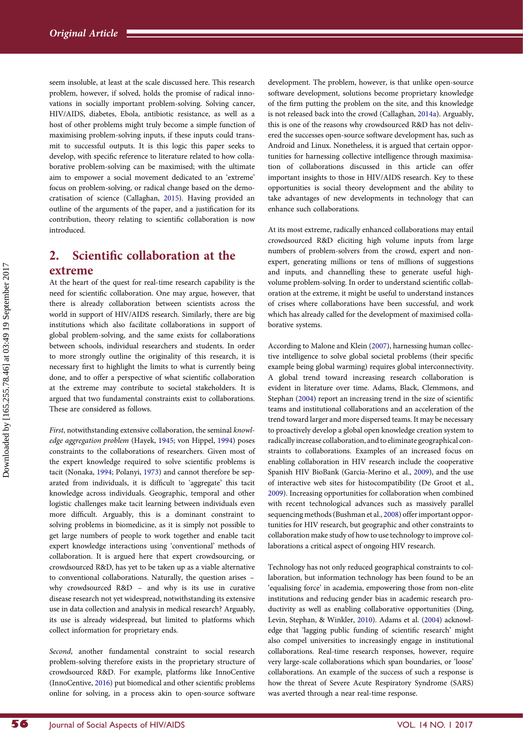seem insoluble, at least at the scale discussed here. This research problem, however, if solved, holds the promise of radical innovations in socially important problem-solving. Solving cancer, HIV/AIDS, diabetes, Ebola, antibiotic resistance, as well as a host of other problems might truly become a simple function of maximising problem-solving inputs, if these inputs could transmit to successful outputs. It is this logic this paper seeks to develop, with specific reference to literature related to how collaborative problem-solving can be maximised; with the ultimate aim to empower a social movement dedicated to an 'extreme' focus on problem-solving, or radical change based on the democratisation of science (Callaghan, 2015). Having provided an outline of the arguments of the paper, and a justification for its contribution, theory relating to scientific collaboration is now introduced.

## 2. Scientific collaboration at the extreme

At the heart of the quest for real-time research capability is the need for scientific collaboration. One may argue, however, that there is already collaboration between scientists across the world in support of HIV/AIDS research. Similarly, there are big institutions which also facilitate collaborations in support of global problem-solving, and the same exists for collaborations between schools, individual researchers and students. In order to more strongly outline the originality of this research, it is necessary first to highlight the limits to what is currently being done, and to offer a perspective of what scientific collaboration at the extreme may contribute to societal stakeholders. It is argued that two fundamental constraints exist to collaborations. These are considered as follows.

*First*, notwithstanding extensive collaboration, the seminal *knowledge aggregation problem* (Hayek, 1945; von Hippel, 1994) poses constraints to the collaborations of researchers. Given most of the expert knowledge required to solve scientific problems is tacit (Nonaka, 1994; Polanyi, 1973) and cannot therefore be separated from individuals, it is difficult to 'aggregate' this tacit knowledge across individuals. Geographic, temporal and other logistic challenges make tacit learning between individuals even more difficult. Arguably, this is a dominant constraint to solving problems in biomedicine, as it is simply not possible to get large numbers of people to work together and enable tacit expert knowledge interactions using 'conventional' methods of collaboration. It is argued here that expert crowdsourcing, or crowdsourced R&D, has yet to be taken up as a viable alternative to conventional collaborations. Naturally, the question arises – why crowdsourced R&D – and why is its use in curative disease research not yet widespread, notwithstanding its extensive use in data collection and analysis in medical research? Arguably, its use is already widespread, but limited to platforms which collect information for proprietary ends.

*Second*, another fundamental constraint to social research problem-solving therefore exists in the proprietary structure of crowdsourced R&D. For example, platforms like InnoCentive (InnoCentive, 2016) put biomedical and other scientific problems online for solving, in a process akin to open-source software development. The problem, however, is that unlike open-source software development, solutions become proprietary knowledge of the firm putting the problem on the site, and this knowledge is not released back into the crowd (Callaghan, 2014a). Arguably, this is one of the reasons why crowdsourced R&D has not delivered the successes open-source software development has, such as Android and Linux. Nonetheless, it is argued that certain opportunities for harnessing collective intelligence through maximisation of collaborations discussed in this article can offer important insights to those in HIV/AIDS research. Key to these opportunities is social theory development and the ability to take advantages of new developments in technology that can enhance such collaborations.

At its most extreme, radically enhanced collaborations may entail crowdsourced R&D eliciting high volume inputs from large numbers of problem-solvers from the crowd, expert and non-expert, generating millions or tens of millions of suggestions and inputs, and channelling these to generate useful high-volume problem-solving. In order to understand scientific collaboration at the extreme, it might be useful to understand instances of crises where collaborations have been successful, and work which has already called for the development of maximised collaborative systems.

According to Malone and Klein (2007), harnessing human collective intelligence to solve global societal problems (their specific example being global warming) requires global interconnectivity. A global trend toward increasing research collaboration is evident in literature over time. Adams, Black, Clemmons, and Stephan (2004) report an increasing trend in the size of scientific teams and institutional collaborations and an acceleration of the trend toward larger and more dispersed teams. It may be necessary to proactively develop a global open knowledge creation system to radically increase collaboration, and to eliminate geographical constraints to collaborations. Examples of an increased focus on enabling collaboration in HIV research include the cooperative Spanish HIV BioBank (Garcia-Merino et al., 2009), and the use of interactive web sites for histocompatibility (De Groot et al., 2009). Increasing opportunities for collaboration when combined with recent technological advances such as massively parallel sequencing methods (Bushman et al., 2008) offer important opportunities for HIV research, but geographic and other constraints to collaboration make study of how to use technology to improve collaborations a critical aspect of ongoing HIV research.

Technology has not only reduced geographical constraints to collaboration, but information technology has been found to be an 'equalising force' in academia, empowering those from non-elite institutions and reducing gender bias in academic research productivity as well as enabling collaborative opportunities (Ding, Levin, Stephan, & Winkler, 2010). Adams et al. (2004) acknowledge that 'lagging public funding of scientific research' might also compel universities to increasingly engage in institutional collaborations. Real-time research responses, however, require very large-scale collaborations which span boundaries, or 'loose' collaborations. An example of the success of such a response is how the threat of Severe Acute Respiratory Syndrome (SARS) was averted through a near real-time response.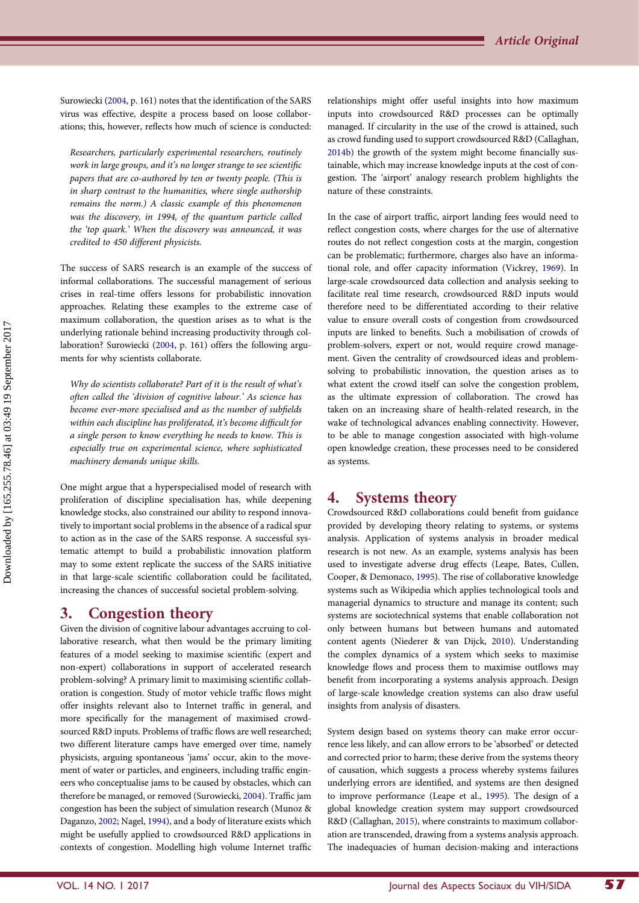Surowiecki (2004, p. 161) notes that the identification of the SARS virus was effective, despite a process based on loose collaborations; this, however, reflects how much of science is conducted:

> *Researchers, particularly experimental researchers, routinely work in large groups, and it's no longer strange to see scientific papers that are co-authored by ten or twenty people. (This is in sharp contrast to the humanities, where single authorship remains the norm.) A classic example of this phenomenon was the discovery, in 1994, of the quantum particle called the 'top quark.' When the discovery was announced, it was credited to 450 different physicists.*

The success of SARS research is an example of the success of informal collaborations. The successful management of serious crises in real-time offers lessons for probabilistic innovation approaches. Relating these examples to the extreme case of maximum collaboration, the question arises as to what is the underlying rationale behind increasing productivity through collaboration? Surowiecki (2004, p. 161) offers the following arguments for why scientists collaborate.

> *Why do scientists collaborate? Part of it is the result of what's often called the 'division of cognitive labour.' As science has become ever-more specialised and as the number of subfields within each discipline has proliferated, it's become difficult for a single person to know everything he needs to know. This is especially true on experimental science, where sophisticated machinery demands unique skills.*

One might argue that a hyperspecialised model of research with proliferation of discipline specialisation has, while deepening knowledge stocks, also constrained our ability to respond innovatively to important social problems in the absence of a radical spur to action as in the case of the SARS response. A successful systematic attempt to build a probabilistic innovation platform may to some extent replicate the success of the SARS initiative in that large-scale scientific collaboration could be facilitated, increasing the chances of successful societal problem-solving.

## 3. Congestion theory

Given the division of cognitive labour advantages accruing to collaborative research, what then would be the primary limiting features of a model seeking to maximise scientific (expert and non-expert) collaborations in support of accelerated research problem-solving? A primary limit to maximising scientific collaboration is congestion. Study of motor vehicle traffic flows might offer insights relevant also to Internet traffic in general, and more specifically for the management of maximised crowdsourced R&D inputs. Problems of traffic flows are well researched; two different literature camps have emerged over time, namely physicists, arguing spontaneous 'jams' occur, akin to the movement of water or particles, and engineers, including traffic engineers who conceptualise jams to be caused by obstacles, which can therefore be managed, or removed (Surowiecki, 2004). Traffic jam congestion has been the subject of simulation research (Munoz & Daganzo, 2002; Nagel, 1994), and a body of literature exists which might be usefully applied to crowdsourced R&D applications in contexts of congestion. Modelling high volume Internet traffic relationships might offer useful insights into how maximum inputs into crowdsourced R&D processes can be optimally managed. If circularity in the use of the crowd is attained, such as crowd funding used to support crowdsourced R&D (Callaghan, 2014b) the growth of the system might become financially sustainable, which may increase knowledge inputs at the cost of congestion. The 'airport' analogy research problem highlights the nature of these constraints.

In the case of airport traffic, airport landing fees would need to reflect congestion costs, where charges for the use of alternative routes do not reflect congestion costs at the margin, congestion can be problematic; furthermore, charges also have an informational role, and offer capacity information (Vickrey, 1969). In large-scale crowdsourced data collection and analysis seeking to facilitate real time research, crowdsourced R&D inputs would therefore need to be differentiated according to their relative value to ensure overall costs of congestion from crowdsourced inputs are linked to benefits. Such a mobilisation of crowds of problem-solvers, expert or not, would require crowd management. Given the centrality of crowdsourced ideas and problem-solving to probabilistic innovation, the question arises as to what extent the crowd itself can solve the congestion problem, as the ultimate expression of collaboration. The crowd has taken on an increasing share of health-related research, in the wake of technological advances enabling connectivity. However, to be able to manage congestion associated with high-volume open knowledge creation, these processes need to be considered as systems.

## 4. Systems theory

Crowdsourced R&D collaborations could benefit from guidance provided by developing theory relating to systems, or systems analysis. Application of systems analysis in broader medical research is not new. As an example, systems analysis has been used to investigate adverse drug effects (Leape, Bates, Cullen, Cooper, & Demonaco, 1995). The rise of collaborative knowledge systems such as Wikipedia which applies technological tools and managerial dynamics to structure and manage its content; such systems are sociotechnical systems that enable collaboration not only between humans but between humans and automated content agents (Niederer & van Dijck, 2010). Understanding the complex dynamics of a system which seeks to maximise knowledge flows and process them to maximise outflows may benefit from incorporating a systems analysis approach. Design of large-scale knowledge creation systems can also draw useful insights from analysis of disasters.

System design based on systems theory can make error occurrence less likely, and can allow errors to be 'absorbed' or detected and corrected prior to harm; these derive from the systems theory of causation, which suggests a process whereby systems failures underlying errors are identified, and systems are then designed to improve performance (Leape et al., 1995). The design of a global knowledge creation system may support crowdsourced R&D (Callaghan, 2015), where constraints to maximum collaboration are transcended, drawing from a systems analysis approach. The inadequacies of human decision-making and interactions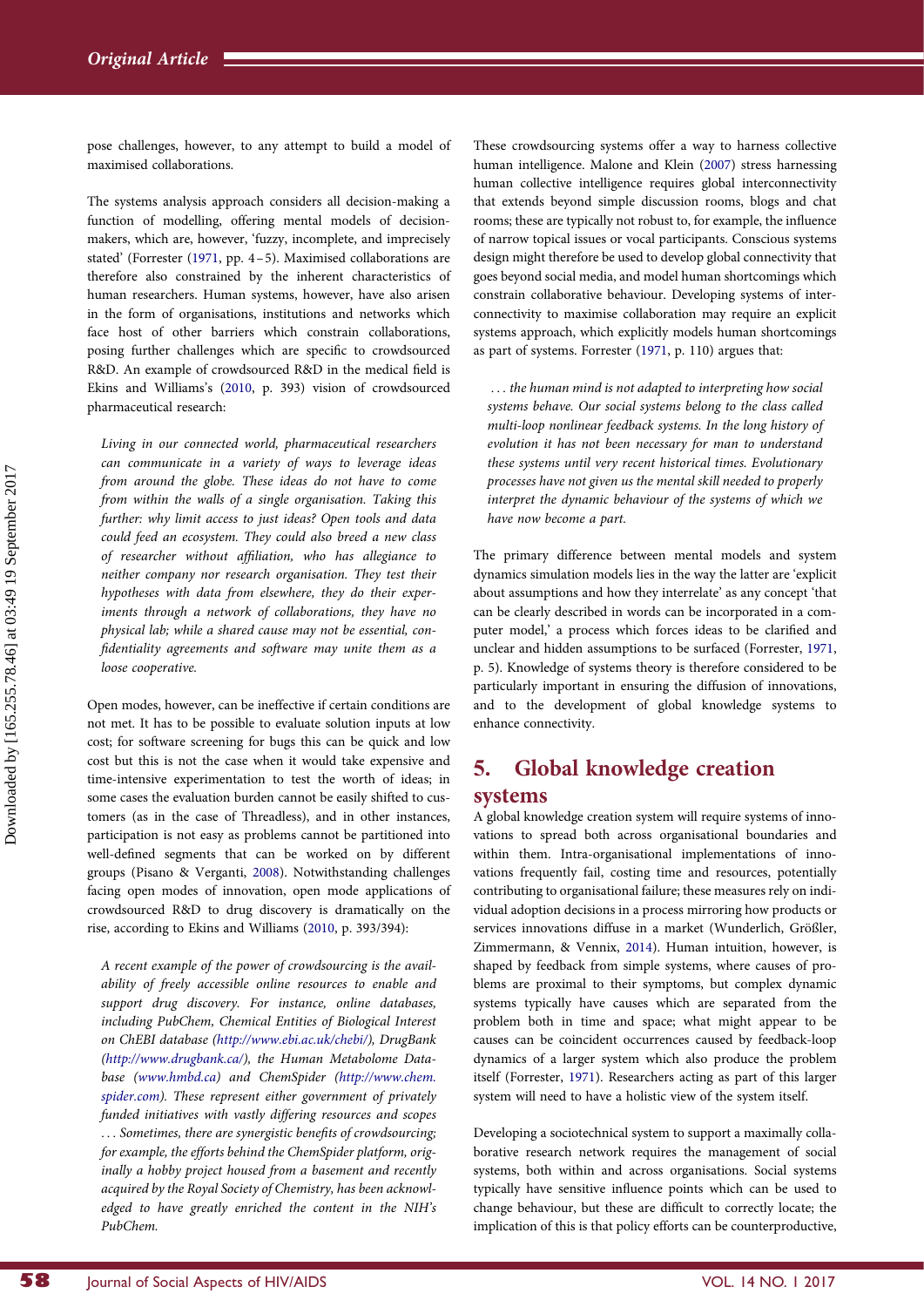pose challenges, however, to any attempt to build a model of maximised collaborations.

The systems analysis approach considers all decision-making a function of modelling, offering mental models of decision-makers, which are, however, 'fuzzy, incomplete, and imprecisely stated' (Forrester (1971, pp. 4–5). Maximised collaborations are therefore also constrained by the inherent characteristics of human researchers. Human systems, however, have also arisen in the form of organisations, institutions and networks which face host of other barriers which constrain collaborations, posing further challenges which are specific to crowdsourced R&D. An example of crowdsourced R&D in the medical field is Ekins and Williams's (2010, p. 393) vision of crowdsourced pharmaceutical research:

> *Living in our connected world, pharmaceutical researchers can communicate in a variety of ways to leverage ideas from around the globe. These ideas do not have to come from within the walls of a single organisation. Taking this further: why limit access to just ideas? Open tools and data could feed an ecosystem. They could also breed a new class of researcher without affiliation, who has allegiance to neither company nor research organisation. They test their hypotheses with data from elsewhere, they do their experiments through a network of collaborations, they have no physical lab; while a shared cause may not be essential, confidentiality agreements and software may unite them as a loose cooperative.*

Open modes, however, can be ineffective if certain conditions are not met. It has to be possible to evaluate solution inputs at low cost; for software screening for bugs this can be quick and low cost but this is not the case when it would take expensive and time-intensive experimentation to test the worth of ideas; in some cases the evaluation burden cannot be easily shifted to customers (as in the case of Threadless), and in other instances, participation is not easy as problems cannot be partitioned into well-defined segments that can be worked on by different groups (Pisano & Verganti, 2008). Notwithstanding challenges facing open modes of innovation, open mode applications of crowdsourced R&D to drug discovery is dramatically on the rise, according to Ekins and Williams (2010, p. 393/394):

> *A recent example of the power of crowdsourcing is the availability of freely accessible online resources to enable and support drug discovery. For instance, online databases, including PubChem, Chemical Entities of Biological Interest on ChEBI database (http://www.ebi.ac.uk/chebi/), DrugBank (http://www.drugbank.ca/), the Human Metabolome Database (www.hmbd.ca) and ChemSpider (http://www.chem.spider.com). These represent either government of privately funded initiatives with vastly differing resources and scopes … Sometimes, there are synergistic benefits of crowdsourcing; for example, the efforts behind the ChemSpider platform, originally a hobby project housed from a basement and recently acquired by the Royal Society of Chemistry, has been acknowledged to have greatly enriched the content in the NIH's PubChem.*

These crowdsourcing systems offer a way to harness collective human intelligence. Malone and Klein (2007) stress harnessing human collective intelligence requires global interconnectivity that extends beyond simple discussion rooms, blogs and chat rooms; these are typically not robust to, for example, the influence of narrow topical issues or vocal participants. Conscious systems design might therefore be used to develop global connectivity that goes beyond social media, and model human shortcomings which constrain collaborative behaviour. Developing systems of interconnectivity to maximise collaboration may require an explicit systems approach, which explicitly models human shortcomings as part of systems. Forrester (1971, p. 110) argues that:

> *… the human mind is not adapted to interpreting how social systems behave. Our social systems belong to the class called multi-loop nonlinear feedback systems. In the long history of evolution it has not been necessary for man to understand these systems until very recent historical times. Evolutionary processes have not given us the mental skill needed to properly interpret the dynamic behaviour of the systems of which we have now become a part.*

The primary difference between mental models and system dynamics simulation models lies in the way the latter are 'explicit about assumptions and how they interrelate' as any concept 'that can be clearly described in words can be incorporated in a computer model,' a process which forces ideas to be clarified and unclear and hidden assumptions to be surfaced (Forrester, 1971, p. 5). Knowledge of systems theory is therefore considered to be particularly important in ensuring the diffusion of innovations, and to the development of global knowledge systems to enhance connectivity.

## 5. Global knowledge creation systems

A global knowledge creation system will require systems of innovations to spread both across organisational boundaries and within them. Intra-organisational implementations of innovations frequently fail, costing time and resources, potentially contributing to organisational failure; these measures rely on individual adoption decisions in a process mirroring how products or services innovations diffuse in a market (Wunderlich, Größler, Zimmermann, & Vennix, 2014). Human intuition, however, is shaped by feedback from simple systems, where causes of problems are proximal to their symptoms, but complex dynamic systems typically have causes which are separated from the problem both in time and space; what might appear to be causes can be coincident occurrences caused by feedback-loop dynamics of a larger system which also produce the problem itself (Forrester, 1971). Researchers acting as part of this larger system will need to have a holistic view of the system itself.

Developing a sociotechnical system to support a maximally collaborative research network requires the management of social systems, both within and across organisations. Social systems typically have sensitive influence points which can be used to change behaviour, but these are difficult to correctly locate; the implication of this is that policy efforts can be counterproductive,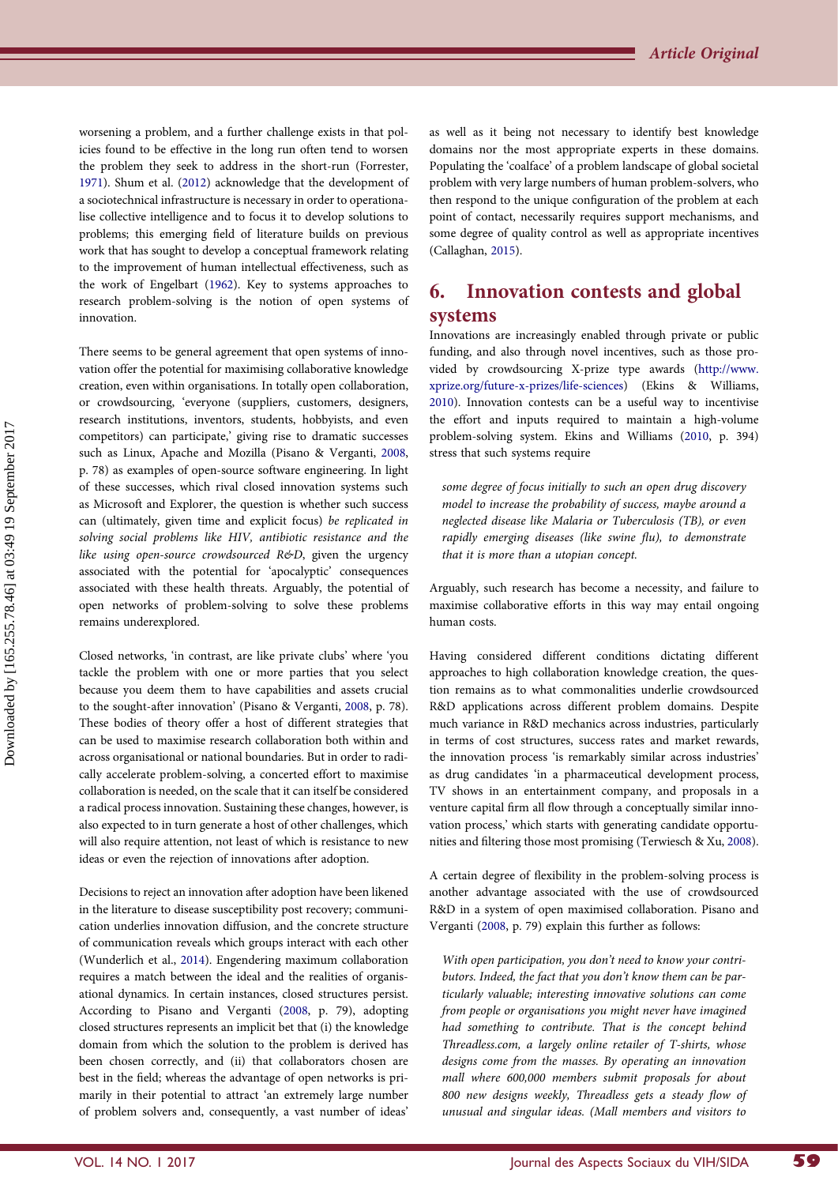worsening a problem, and a further challenge exists in that policies found to be effective in the long run often tend to worsen the problem they seek to address in the short-run (Forrester, 1971). Shum et al. (2012) acknowledge that the development of a sociotechnical infrastructure is necessary in order to operationalise collective intelligence and to focus it to develop solutions to problems; this emerging field of literature builds on previous work that has sought to develop a conceptual framework relating to the improvement of human intellectual effectiveness, such as the work of Engelbart (1962). Key to systems approaches to research problem-solving is the notion of open systems of innovation.

There seems to be general agreement that open systems of innovation offer the potential for maximising collaborative knowledge creation, even within organisations. In totally open collaboration, or crowdsourcing, 'everyone (suppliers, customers, designers, research institutions, inventors, students, hobbyists, and even competitors) can participate,' giving rise to dramatic successes such as Linux, Apache and Mozilla (Pisano & Verganti, 2008, p. 78) as examples of open-source software engineering. In light of these successes, which rival closed innovation systems such as Microsoft and Explorer, the question is whether such success can (ultimately, given time and explicit focus) *be replicated in solving social problems like HIV, antibiotic resistance and the like using open-source crowdsourced R&D*, given the urgency associated with the potential for 'apocalyptic' consequences associated with these health threats. Arguably, the potential of open networks of problem-solving to solve these problems remains underexplored.

Closed networks, 'in contrast, are like private clubs' where 'you tackle the problem with one or more parties that you select because you deem them to have capabilities and assets crucial to the sought-after innovation' (Pisano & Verganti, 2008, p. 78). These bodies of theory offer a host of different strategies that can be used to maximise research collaboration both within and across organisational or national boundaries. But in order to radically accelerate problem-solving, a concerted effort to maximise collaboration is needed, on the scale that it can itself be considered a radical process innovation. Sustaining these changes, however, is also expected to in turn generate a host of other challenges, which will also require attention, not least of which is resistance to new ideas or even the rejection of innovations after adoption.

Decisions to reject an innovation after adoption have been likened in the literature to disease susceptibility post recovery; communication underlies innovation diffusion, and the concrete structure of communication reveals which groups interact with each other (Wunderlich et al., 2014). Engendering maximum collaboration requires a match between the ideal and the realities of organisational dynamics. In certain instances, closed structures persist. According to Pisano and Verganti (2008, p. 79), adopting closed structures represents an implicit bet that (i) the knowledge domain from which the solution to the problem is derived has been chosen correctly, and (ii) that collaborators chosen are best in the field; whereas the advantage of open networks is primarily in their potential to attract 'an extremely large number of problem solvers and, consequently, a vast number of ideas' as well as it being not necessary to identify best knowledge domains nor the most appropriate experts in these domains. Populating the 'coalface' of a problem landscape of global societal problem with very large numbers of human problem-solvers, who then respond to the unique configuration of the problem at each point of contact, necessarily requires support mechanisms, and some degree of quality control as well as appropriate incentives (Callaghan, 2015).

## 6. Innovation contests and global systems

Innovations are increasingly enabled through private or public funding, and also through novel incentives, such as those provided by crowdsourcing X-prize type awards (http://www.xprize.org/future-x-prizes/life-sciences) (Ekins & Williams, 2010). Innovation contests can be a useful way to incentivise the effort and inputs required to maintain a high-volume problem-solving system. Ekins and Williams (2010, p. 394) stress that such systems require

> *some degree of focus initially to such an open drug discovery model to increase the probability of success, maybe around a neglected disease like Malaria or Tuberculosis (TB), or even rapidly emerging diseases (like swine flu), to demonstrate that it is more than a utopian concept.*

Arguably, such research has become a necessity, and failure to maximise collaborative efforts in this way may entail ongoing human costs.

Having considered different conditions dictating different approaches to high collaboration knowledge creation, the question remains as to what commonalities underlie crowdsourced R&D applications across different problem domains. Despite much variance in R&D mechanics across industries, particularly in terms of cost structures, success rates and market rewards, the innovation process 'is remarkably similar across industries' as drug candidates 'in a pharmaceutical development process, TV shows in an entertainment company, and proposals in a venture capital firm all flow through a conceptually similar innovation process,' which starts with generating candidate opportunities and filtering those most promising (Terwiesch & Xu, 2008).

A certain degree of flexibility in the problem-solving process is another advantage associated with the use of crowdsourced R&D in a system of open maximised collaboration. Pisano and Verganti (2008, p. 79) explain this further as follows:

> *With open participation, you don't need to know your contributors. Indeed, the fact that you don't know them can be particularly valuable; interesting innovative solutions can come from people or organisations you might never have imagined had something to contribute. That is the concept behind Threadless.com, a largely online retailer of T-shirts, whose designs come from the masses. By operating an innovation mall where 600,000 members submit proposals for about 800 new designs weekly, Threadless gets a steady flow of unusual and singular ideas. (Mall members and visitors to*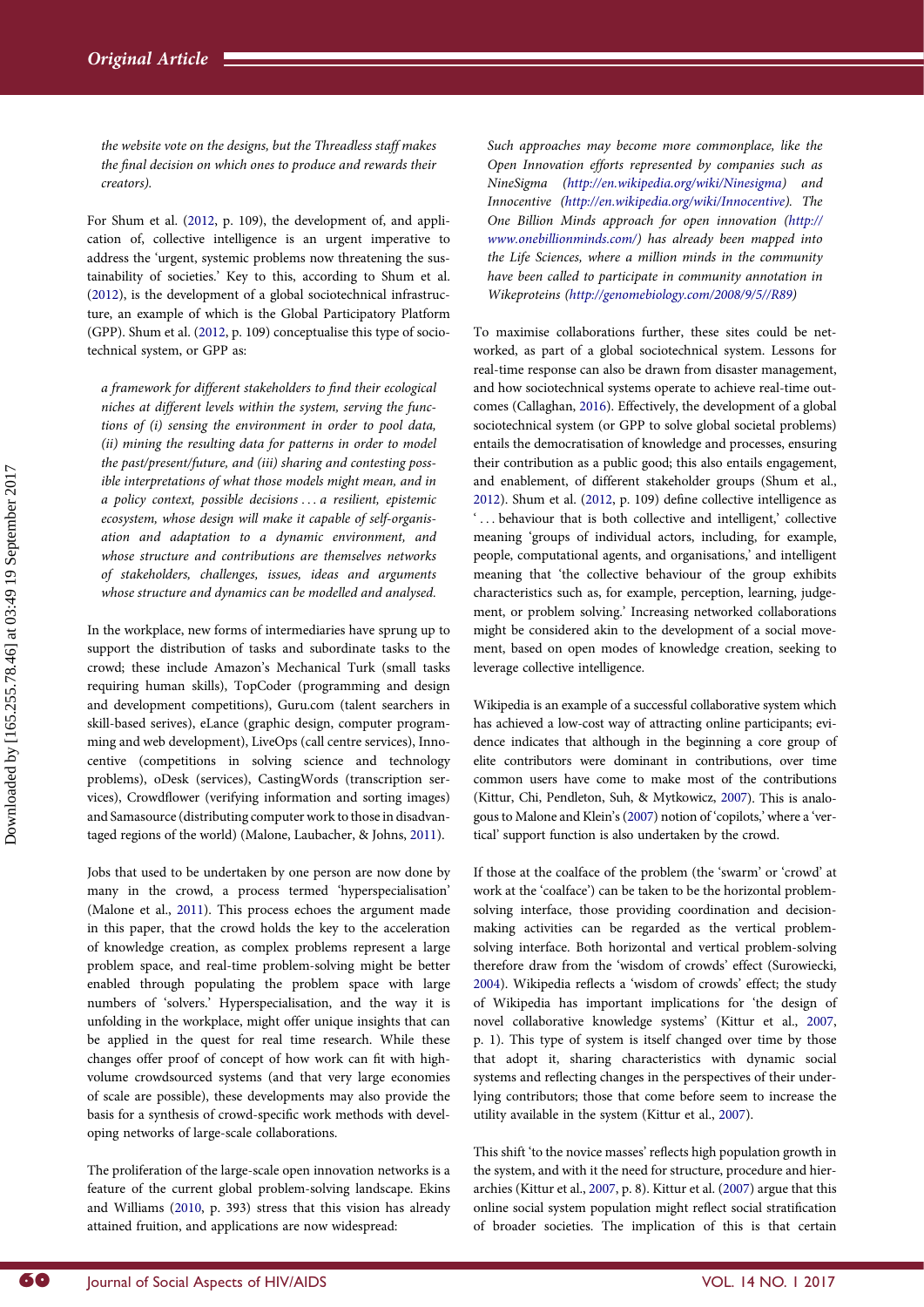*the website vote on the designs, but the Threadless staff makes the final decision on which ones to produce and rewards their creators).*

For Shum et al. (2012, p. 109), the development of, and application of, collective intelligence is an urgent imperative to address the 'urgent, systemic problems now threatening the sustainability of societies.' Key to this, according to Shum et al. (2012), is the development of a global sociotechnical infrastructure, an example of which is the Global Participatory Platform (GPP). Shum et al. (2012, p. 109) conceptualise this type of sociotechnical system, or GPP as:

> *a framework for different stakeholders to find their ecological niches at different levels within the system, serving the functions of (i) sensing the environment in order to pool data, (ii) mining the resulting data for patterns in order to model the past/present/future, and (iii) sharing and contesting possible interpretations of what those models might mean, and in a policy context, possible decisions . . . a resilient, epistemic ecosystem, whose design will make it capable of self-organisation and adaptation to a dynamic environment, and whose structure and contributions are themselves networks of stakeholders, challenges, issues, ideas and arguments whose structure and dynamics can be modelled and analysed.*

In the workplace, new forms of intermediaries have sprung up to support the distribution of tasks and subordinate tasks to the crowd; these include Amazon's Mechanical Turk (small tasks requiring human skills), TopCoder (programming and design and development competitions), Guru.com (talent searchers in skill-based serives), eLance (graphic design, computer programming and web development), LiveOps (call centre services), Innocentive (competitions in solving science and technology problems), oDesk (services), CastingWords (transcription services), Crowdflower (verifying information and sorting images) and Samasource (distributing computer work to those in disadvantaged regions of the world) (Malone, Laubacher, & Johns, 2011).

Jobs that used to be undertaken by one person are now done by many in the crowd, a process termed 'hyperspecialisation' (Malone et al., 2011). This process echoes the argument made in this paper, that the crowd holds the key to the acceleration of knowledge creation, as complex problems represent a large problem space, and real-time problem-solving might be better enabled through populating the problem space with large numbers of 'solvers.' Hyperspecialisation, and the way it is unfolding in the workplace, might offer unique insights that can be applied in the quest for real time research. While these changes offer proof of concept of how work can fit with high-volume crowdsourced systems (and that very large economies of scale are possible), these developments may also provide the basis for a synthesis of crowd-specific work methods with developing networks of large-scale collaborations.

The proliferation of the large-scale open innovation networks is a feature of the current global problem-solving landscape. Ekins and Williams (2010, p. 393) stress that this vision has already attained fruition, and applications are now widespread:

> *Such approaches may become more commonplace, like the Open Innovation efforts represented by companies such as NineSigma (http://en.wikipedia.org/wiki/Ninesigma) and Innocentive (http://en.wikipedia.org/wiki/Innocentive). The One Billion Minds approach for open innovation (http://www.onebillionminds.com/) has already been mapped into the Life Sciences, where a million minds in the community have been called to participate in community annotation in Wikeproteins (http://genomebiology.com/2008/9/5//R89)*

To maximise collaborations further, these sites could be networked, as part of a global sociotechnical system. Lessons for real-time response can also be drawn from disaster management, and how sociotechnical systems operate to achieve real-time outcomes (Callaghan, 2016). Effectively, the development of a global sociotechnical system (or GPP to solve global societal problems) entails the democratisation of knowledge and processes, ensuring their contribution as a public good; this also entails engagement, and enablement, of different stakeholder groups (Shum et al., 2012). Shum et al. (2012, p. 109) define collective intelligence as '. . . behaviour that is both collective and intelligent,' collective meaning 'groups of individual actors, including, for example, people, computational agents, and organisations,' and intelligent meaning that 'the collective behaviour of the group exhibits characteristics such as, for example, perception, learning, judgement, or problem solving.' Increasing networked collaborations might be considered akin to the development of a social movement, based on open modes of knowledge creation, seeking to leverage collective intelligence.

Wikipedia is an example of a successful collaborative system which has achieved a low-cost way of attracting online participants; evidence indicates that although in the beginning a core group of elite contributors were dominant in contributions, over time common users have come to make most of the contributions (Kittur, Chi, Pendleton, Suh, & Mytkowicz, 2007). This is analogous to Malone and Klein's (2007) notion of 'copilots,' where a 'vertical' support function is also undertaken by the crowd.

If those at the coalface of the problem (the 'swarm' or 'crowd' at work at the 'coalface') can be taken to be the horizontal problem-solving interface, those providing coordination and decision-making activities can be regarded as the vertical problem-solving interface. Both horizontal and vertical problem-solving therefore draw from the 'wisdom of crowds' effect (Surowiecki, 2004). Wikipedia reflects a 'wisdom of crowds' effect; the study of Wikipedia has important implications for 'the design of novel collaborative knowledge systems' (Kittur et al., 2007, p. 1). This type of system is itself changed over time by those that adopt it, sharing characteristics with dynamic social systems and reflecting changes in the perspectives of their underlying contributors; those that come before seem to increase the utility available in the system (Kittur et al., 2007).

This shift 'to the novice masses' reflects high population growth in the system, and with it the need for structure, procedure and hierarchies (Kittur et al., 2007, p. 8). Kittur et al. (2007) argue that this online social system population might reflect social stratification of broader societies. The implication of this is that certain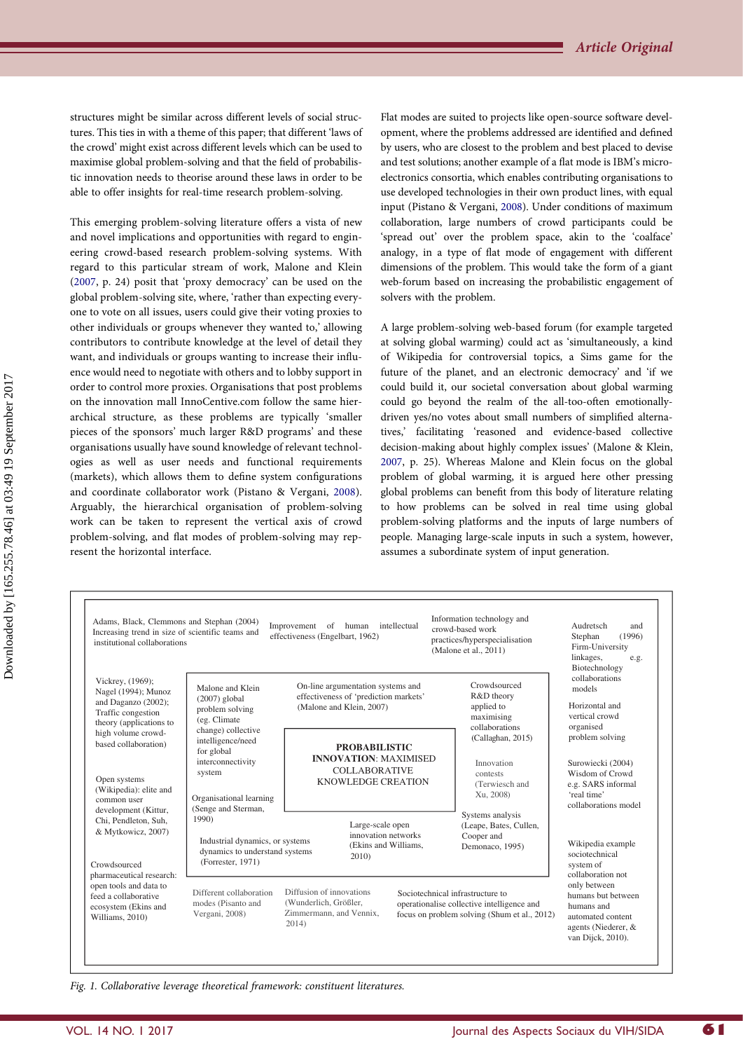structures might be similar across different levels of social structures. This ties in with a theme of this paper; that different 'laws of the crowd' might exist across different levels which can be used to maximise global problem-solving and that the field of probabilistic innovation needs to theorise around these laws in order to be able to offer insights for real-time research problem-solving.

This emerging problem-solving literature offers a vista of new and novel implications and opportunities with regard to engineering crowd-based research problem-solving systems. With regard to this particular stream of work, Malone and Klein (2007, p. 24) posit that 'proxy democracy' can be used on the global problem-solving site, where, 'rather than expecting everyone to vote on all issues, users could give their voting proxies to other individuals or groups whenever they wanted to,' allowing contributors to contribute knowledge at the level of detail they want, and individuals or groups wanting to increase their influence would need to negotiate with others and to lobby support in order to control more proxies. Organisations that post problems on the innovation mall InnoCentive.com follow the same hierarchical structure, as these problems are typically 'smaller pieces of the sponsors' much larger R&D programs' and these organisations usually have sound knowledge of relevant technologies as well as user needs and functional requirements (markets), which allows them to define system configurations and coordinate collaborator work (Pistano & Vergani, 2008). Arguably, the hierarchical organisation of problem-solving work can be taken to represent the vertical axis of crowd problem-solving, and flat modes of problem-solving may represent the horizontal interface.

Flat modes are suited to projects like open-source software development, where the problems addressed are identified and defined by users, who are closest to the problem and best placed to devise and test solutions; another example of a flat mode is IBM's microelectronics consortia, which enables contributing organisations to use developed technologies in their own product lines, with equal input (Pistano & Vergani, 2008). Under conditions of maximum collaboration, large numbers of crowd participants could be 'spread out' over the problem space, akin to the 'coalface' analogy, in a type of flat mode of engagement with different dimensions of the problem. This would take the form of a giant web-forum based on increasing the probabilistic engagement of solvers with the problem.

A large problem-solving web-based forum (for example targeted at solving global warming) could act as 'simultaneously, a kind of Wikipedia for controversial topics, a Sims game for the future of the planet, and an electronic democracy' and 'if we could build it, our societal conversation about global warming could go beyond the realm of the all-too-often emotionally-driven yes/no votes about small numbers of simplified alternatives,' facilitating 'reasoned and evidence-based collective decision-making about highly complex issues' (Malone & Klein, 2007, p. 25). Whereas Malone and Klein focus on the global problem of global warming, it is argued here other pressing global problems can benefit from this body of literature relating to how problems can be solved in real time using global problem-solving platforms and the inputs of large numbers of people. Managing large-scale inputs in such a system, however, assumes a subordinate system of input generation.

Adams, Black, Clemmons and Stephan (2004) Increasing trend in size of scientific teams and institutional collaborations

Improvement of human intellectual effectiveness (Engelbart, 1962)

Information technology and crowd-based work practices/hyperspecialisation (Malone et al., 2011)

Audretsch and Stephan (1996) Firm-University linkages, e.g. Biotechnology collaborations models

Vickrey, (1969); Nagel (1994); Munoz and Daganzo (2002); Traffic congestion theory (applications to high volume crowd-based collaboration)

Malone and Klein (2007) global problem solving (eg. Climate change) collective intelligence/need for global interconnectivity system

On-line argumentation systems and effectiveness of 'prediction markets' (Malone and Klein, 2007)

Crowdsourced R&D theory applied to maximising collaborations (Callaghan, 2015)

Horizontal and vertical crowd organised problem solving

PROBABILISTIC INNOVATION: MAXIMISED COLLABORATIVE KNOWLEDGE CREATION

Innovation contests (Terwiesch and Xu, 2008)

Surowiecki (2004) Wisdom of Crowd e.g. SARS informal 'real time' collaborations model

Open systems (Wikipedia): elite and common user development (Kittur, Chi, Pendleton, Suh, & Mytkowicz, 2007)

Organisational learning (Senge and Sterman, 1990)

Large-scale open innovation networks (Ekins and Williams, 2010)

Systems analysis (Leape, Bates, Cullen, Cooper and Demonaco, 1995)

Industrial dynamics, or systems dynamics to understand systems (Forrester, 1971)

Wikipedia example sociotechnical system of collaboration not only between humans but between humans and automated content agents (Niederer, & van Dijck, 2010).

Crowdsourced pharmaceutical research: open tools and data to feed a collaborative ecosystem (Ekins and Williams, 2010)

Different collaboration modes (Pisanto and Vergani, 2008)

Diffusion of innovations (Wunderlich, Größler, Zimmermann, and Vennix, 2014)

Sociotechnical infrastructure to operationalise collective intelligence and focus on problem solving (Shum et al., 2012)

*Fig. 1. Collaborative leverage theoretical framework: constituent literatures.*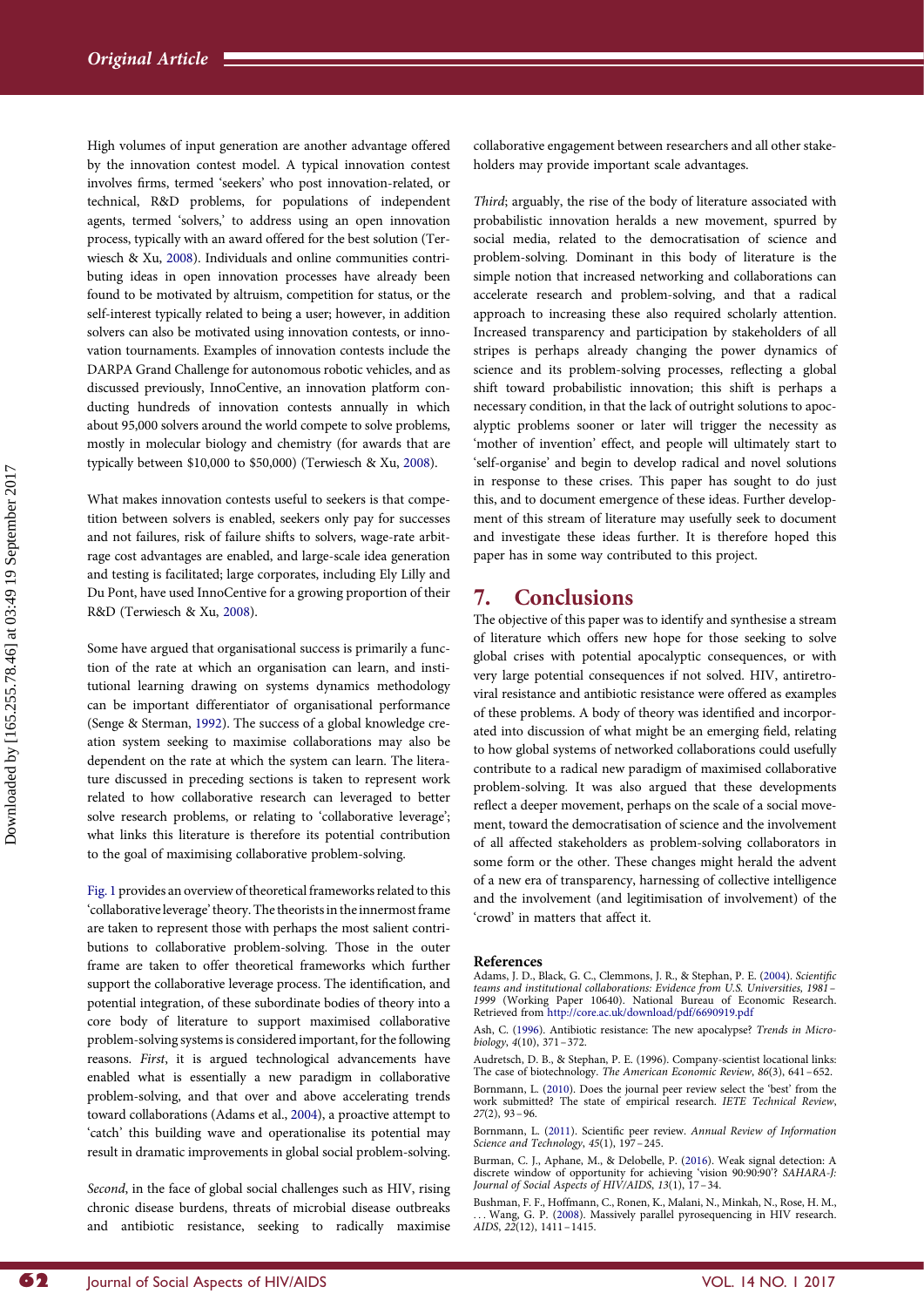High volumes of input generation are another advantage offered by the innovation contest model. A typical innovation contest involves firms, termed 'seekers' who post innovation-related, or technical, R&D problems, for populations of independent agents, termed 'solvers,' to address using an open innovation process, typically with an award offered for the best solution (Terwiesch & Xu, 2008). Individuals and online communities contributing ideas in open innovation processes have already been found to be motivated by altruism, competition for status, or the self-interest typically related to being a user; however, in addition solvers can also be motivated using innovation contests, or innovation tournaments. Examples of innovation contests include the DARPA Grand Challenge for autonomous robotic vehicles, and as discussed previously, InnoCentive, an innovation platform conducting hundreds of innovation contests annually in which about 95,000 solvers around the world compete to solve problems, mostly in molecular biology and chemistry (for awards that are typically between $10,000 to $50,000) (Terwiesch & Xu, 2008).

What makes innovation contests useful to seekers is that competition between solvers is enabled, seekers only pay for successes and not failures, risk of failure shifts to solvers, wage-rate arbitrage cost advantages are enabled, and large-scale idea generation and testing is facilitated; large corporates, including Ely Lilly and Du Pont, have used InnoCentive for a growing proportion of their R&D (Terwiesch & Xu, 2008).

Some have argued that organisational success is primarily a function of the rate at which an organisation can learn, and institutional learning drawing on systems dynamics methodology can be important differentiator of organisational performance (Senge & Sterman, 1992). The success of a global knowledge creation system seeking to maximise collaborations may also be dependent on the rate at which the system can learn. The literature discussed in preceding sections is taken to represent work related to how collaborative research can leveraged to better solve research problems, or relating to 'collaborative leverage'; what links this literature is therefore its potential contribution to the goal of maximising collaborative problem-solving.

Fig. 1 provides an overview of theoretical frameworks related to this 'collaborative leverage' theory. The theorists in the innermost frame are taken to represent those with perhaps the most salient contributions to collaborative problem-solving. Those in the outer frame are taken to offer theoretical frameworks which further support the collaborative leverage process. The identification, and potential integration, of these subordinate bodies of theory into a core body of literature to support maximised collaborative problem-solving systems is considered important, for the following reasons. *First*, it is argued technological advancements have enabled what is essentially a new paradigm in collaborative problem-solving, and that over and above accelerating trends toward collaborations (Adams et al., 2004), a proactive attempt to 'catch' this building wave and operationalise its potential may result in dramatic improvements in global social problem-solving.

*Second*, in the face of global social challenges such as HIV, rising chronic disease burdens, threats of microbial disease outbreaks and antibiotic resistance, seeking to radically maximise collaborative engagement between researchers and all other stakeholders may provide important scale advantages.

*Third*; arguably, the rise of the body of literature associated with probabilistic innovation heralds a new movement, spurred by social media, related to the democratisation of science and problem-solving. Dominant in this body of literature is the simple notion that increased networking and collaborations can accelerate research and problem-solving, and that a radical approach to increasing these also required scholarly attention. Increased transparency and participation by stakeholders of all stripes is perhaps already changing the power dynamics of science and its problem-solving processes, reflecting a global shift toward probabilistic innovation; this shift is perhaps a necessary condition, in that the lack of outright solutions to apocalyptic problems sooner or later will trigger the necessity as 'mother of invention' effect, and people will ultimately start to 'self-organise' and begin to develop radical and novel solutions in response to these crises. This paper has sought to do just this, and to document emergence of these ideas. Further development of this stream of literature may usefully seek to document and investigate these ideas further. It is therefore hoped this paper has in some way contributed to this project.

## 7. Conclusions

The objective of this paper was to identify and synthesise a stream of literature which offers new hope for those seeking to solve global crises with potential apocalyptic consequences, or with very large potential consequences if not solved. HIV, antiretroviral resistance and antibiotic resistance were offered as examples of these problems. A body of theory was identified and incorporated into discussion of what might be an emerging field, relating to how global systems of networked collaborations could usefully contribute to a radical new paradigm of maximised collaborative problem-solving. It was also argued that these developments reflect a deeper movement, perhaps on the scale of a social movement, toward the democratisation of science and the involvement of all affected stakeholders as problem-solving collaborators in some form or the other. These changes might herald the advent of a new era of transparency, harnessing of collective intelligence and the involvement (and legitimisation of involvement) of the 'crowd' in matters that affect it.

### References

Adams, J. D., Black, G. C., Clemmons, J. R., & Stephan, P. E. (2004). *Scientific teams and institutional collaborations: Evidence from U.S. Universities, 1981–1999* (Working Paper 10640). National Bureau of Economic Research. Retrieved from http://core.ac.uk/download/pdf/6690919.pdf

Ash, C. (1996). Antibiotic resistance: The new apocalypse? *Trends in Microbiology*, *4*(10), 371–372.

Audretsch, D. B., & Stephan, P. E. (1996). Company-scientist locational links: The case of biotechnology. *The American Economic Review*, *86*(3), 641–652.

Bornmann, L. (2010). Does the journal peer review select the 'best' from the work submitted? The state of empirical research. *IETE Technical Review*, *27*(2), 93–96.

Bornmann, L. (2011). Scientific peer review. *Annual Review of Information Science and Technology*, *45*(1), 197–245.

Burman, C. J., Aphane, M., & Delobelle, P. (2016). Weak signal detection: A discrete window of opportunity for achieving 'vision 90:90:90'? *SAHARA-J: Journal of Social Aspects of HIV/AIDS*, *13*(1), 17–34.

Bushman, F. F., Hoffmann, C., Ronen, K., Malani, N., Minkah, N., Rose, H. M., . . . Wang, G. P. (2008). Massively parallel pyrosequencing in HIV research. *AIDS*, *22*(12), 1411–1415.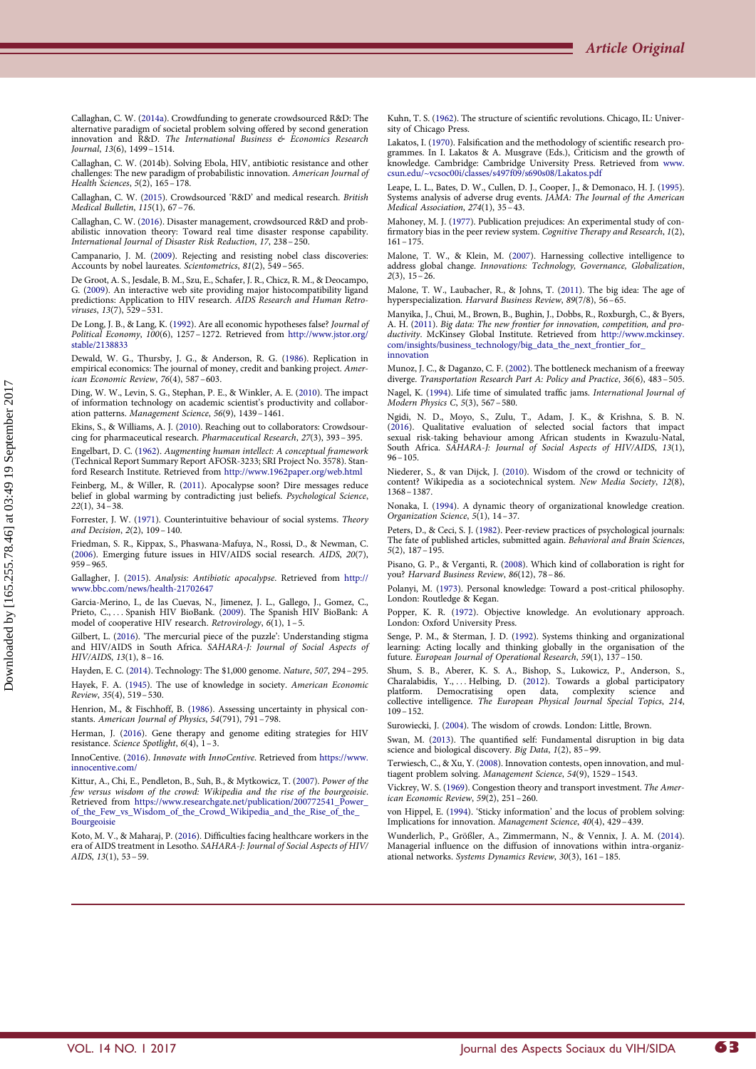Callaghan, C. W. (2014a). Crowdfunding to generate crowdsourced R&D: The alternative paradigm of societal problem solving offered by second generation innovation and R&D. *The International Business & Economics Research Journal*, *13*(6), 1499–1514.

Callaghan, C. W. (2014b). Solving Ebola, HIV, antibiotic resistance and other challenges: The new paradigm of probabilistic innovation. *American Journal of Health Sciences*, *5*(2), 165–178.

Callaghan, C. W. (2015). Crowdsourced 'R&D' and medical research. *British Medical Bulletin*, *115*(1), 67–76.

Callaghan, C. W. (2016). Disaster management, crowdsourced R&D and probabilistic innovation theory: Toward real time disaster response capability. *International Journal of Disaster Risk Reduction*, *17*, 238–250.

Campanario, J. M. (2009). Rejecting and resisting nobel class discoveries: Accounts by nobel laureates. *Scientometrics*, *81*(2), 549–565.

De Groot, A. S., Jesdale, B. M., Szu, E., Schafer, J. R., Chicz, R. M., & Deocampo, G. (2009). An interactive web site providing major histocompatibility ligand predictions: Application to HIV research. *AIDS Research and Human Retroviruses*, *13*(7), 529–531.

De Long, J. B., & Lang, K. (1992). Are all economic hypotheses false? *Journal of Political Economy*, *100*(6), 1257–1272. Retrieved from http://www.jstor.org/stable/2138833

Dewald, W. G., Thursby, J. G., & Anderson, R. G. (1986). Replication in empirical economics: The journal of money, credit and banking project. *American Economic Review*, *76*(4), 587–603.

Ding, W. W., Levin, S. G., Stephan, P. E., & Winkler, A. E. (2010). The impact of information technology on academic scientist's productivity and collaboration patterns. *Management Science*, *56*(9), 1439–1461.

Ekins, S., & Williams, A. J. (2010). Reaching out to collaborators: Crowdsourcing for pharmaceutical research. *Pharmaceutical Research*, *27*(3), 393–395.

Engelbart, D. C. (1962). *Augmenting human intellect: A conceptual framework* (Technical Report Summary Report AFOSR-3233; SRI Project No. 3578). Stanford Research Institute. Retrieved from http://www.1962paper.org/web.html

Feinberg, M., & Willer, R. (2011). Apocalypse soon? Dire messages reduce belief in global warming by contradicting just beliefs. *Psychological Science*, *22*(1), 34–38.

Forrester, J. W. (1971). Counterintuitive behaviour of social systems. *Theory and Decision*, *2*(2), 109–140.

Friedman, S. R., Kippax, S., Phaswana-Mafuya, N., Rossi, D., & Newman, C. (2006). Emerging future issues in HIV/AIDS social research. *AIDS*, *20*(7), 959–965.

Gallagher, J. (2015). *Analysis: Antibiotic apocalypse*. Retrieved from http://www.bbc.com/news/health-21702647

Garcia-Merino, I., de las Cuevas, N., Jimenez, J. L., Gallego, J., Gomez, C., Prieto, C., . . . Spanish HIV BioBank. (2009). The Spanish HIV BioBank: A model of cooperative HIV research. *Retrovirology*, *6*(1), 1–5.

Gilbert, L. (2016). 'The mercurial piece of the puzzle': Understanding stigma and HIV/AIDS in South Africa. *SAHARA-J: Journal of Social Aspects of HIV/AIDS*, *13*(1), 8–16.

Hayden, E. C. (2014). Technology: The $1,000 genome. *Nature*, *507*, 294–295.

Hayek, F. A. (1945). The use of knowledge in society. *American Economic Review*, *35*(4), 519–530.

Henrion, M., & Fischhoff, B. (1986). Assessing uncertainty in physical constants. *American Journal of Physics*, *54*(791), 791–798.

Herman, J. (2016). Gene therapy and genome editing strategies for HIV resistance. *Science Spotlight*, *6*(4), 1–3.

InnoCentive. (2016). *Innovate with InnoCentive*. Retrieved from https://www.innocentive.com/

Kittur, A., Chi, E., Pendleton, B., Suh, B., & Mytkowicz, T. (2007). *Power of the few versus wisdom of the crowd: Wikipedia and the rise of the bourgeoisie*. Retrieved from https://www.researchgate.net/publication/200772541_Power_of_the_Few_vs_Wisdom_of_the_Crowd_Wikipedia_and_the_Rise_of_the_Bourgeoisie

Koto, M. V., & Maharaj, P. (2016). Difficulties facing healthcare workers in the era of AIDS treatment in Lesotho. *SAHARA-J: Journal of Social Aspects of HIV/AIDS*, *13*(1), 53–59.

Kuhn, T. S. (1962). The structure of scientific revolutions. Chicago, IL: University of Chicago Press.

Lakatos, I. (1970). Falsification and the methodology of scientific research programmes. In I. Lakatos & A. Musgrave (Eds.), Criticism and the growth of knowledge. Cambridge: Cambridge University Press. Retrieved from www.csun.edu/~vcsoc00i/classes/s497f09/s690s08/Lakatos.pdf

Leape, L. L., Bates, D. W., Cullen, D. J., Cooper, J., & Demonaco, H. J. (1995). Systems analysis of adverse drug events. *JAMA: The Journal of the American Medical Association*, *274*(1), 35–43.

Mahoney, M. J. (1977). Publication prejudices: An experimental study of confirmatory bias in the peer review system. *Cognitive Therapy and Research*, *1*(2), 161–175.

Malone, T. W., & Klein, M. (2007). Harnessing collective intelligence to address global change. *Innovations: Technology, Governance, Globalization*, *2*(3), 15–26.

Malone, T. W., Laubacher, R., & Johns, T. (2011). The big idea: The age of hyperspecialization. *Harvard Business Review*, *89*(7/8), 56–65.

Manyika, J., Chui, M., Brown, B., Bughin, J., Dobbs, R., Roxburgh, C., & Byers, A. H. (2011). *Big data: The new frontier for innovation, competition, and productivity*. McKinsey Global Institute. Retrieved from http://www.mckinsey.com/insights/business_technology/big_data_the_next_frontier_for_innovation

Munoz, J. C., & Daganzo, C. F. (2002). The bottleneck mechanism of a freeway diverge. *Transportation Research Part A: Policy and Practice*, *36*(6), 483–505.

Nagel, K. (1994). Life time of simulated traffic jams. *International Journal of Modern Physics C*, *5*(3), 567–580.

Ngidi, N. D., Moyo, S., Zulu, T., Adam, J. K., & Krishna, S. B. N. (2016). Qualitative evaluation of selected social factors that impact sexual risk-taking behaviour among African students in Kwazulu-Natal, South Africa. *SAHARA-J: Journal of Social Aspects of HIV/AIDS*, *13*(1), 96–105.

Niederer, S., & van Dijck, J. (2010). Wisdom of the crowd or technicity of content? Wikipedia as a sociotechnical system. *New Media Society*, *12*(8), 1368–1387.

Nonaka, I. (1994). A dynamic theory of organizational knowledge creation. *Organization Science*, *5*(1), 14–37.

Peters, D., & Ceci, S. J. (1982). Peer-review practices of psychological journals: The fate of published articles, submitted again. *Behavioral and Brain Sciences*, *5*(2), 187–195.

Pisano, G. P., & Verganti, R. (2008). Which kind of collaboration is right for you? *Harvard Business Review*, *86*(12), 78–86.

Polanyi, M. (1973). Personal knowledge: Toward a post-critical philosophy. London: Routledge & Kegan.

Popper, K. R. (1972). Objective knowledge. An evolutionary approach. London: Oxford University Press.

Senge, P. M., & Sterman, J. D. (1992). Systems thinking and organizational learning: Acting locally and thinking globally in the organisation of the future. *European Journal of Operational Research*, *59*(1), 137–150.

Shum, S. B., Aberer, K. S. A., Bishop, S., Lukowicz, P., Anderson, S., Charalabidis, Y., . . . Helbing, D. (2012). Towards a global participatory platform. Democratising open data, complexity science and collective intelligence. *The European Physical Journal Special Topics*, *214*, 109–152.

Surowiecki, J. (2004). The wisdom of crowds. London: Little, Brown.

Swan, M. (2013). The quantified self: Fundamental disruption in big data science and biological discovery. *Big Data*, *1*(2), 85–99.

Terwiesch, C., & Xu, Y. (2008). Innovation contests, open innovation, and multiagent problem solving. *Management Science*, *54*(9), 1529–1543.

Vickrey, W. S. (1969). Congestion theory and transport investment. *The American Economic Review*, *59*(2), 251–260.

von Hippel, E. (1994). 'Sticky information' and the locus of problem solving: Implications for innovation. *Management Science*, *40*(4), 429–439.

Wunderlich, P., Größler, A., Zimmermann, N., & Vennix, J. A. M. (2014). Managerial influence on the diffusion of innovations within intra-organizational networks. *Systems Dynamics Review*, *30*(3), 161–185.